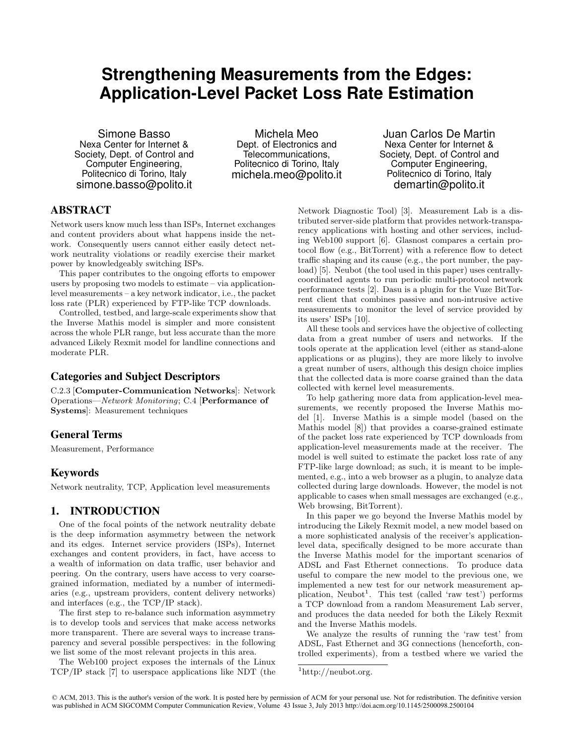# Strengthening Measurements from the Edges: Application-Level Packet Loss Rate Estimation

Simone Basso
Nexa Center for Internet & Society, Dept. of Control and Computer Engineering, Politecnico di Torino, Italy
simone.basso@polito.it

Michela Meo
Dept. of Electronics and Telecommunications, Politecnico di Torino, Italy
michela.meo@polito.it

Juan Carlos De Martin
Nexa Center for Internet & Society, Dept. of Control and Computer Engineering, Politecnico di Torino, Italy
demartin@polito.it

## ABSTRACT

Network users know much less than ISPs, Internet exchanges and content providers about what happens inside the network. Consequently users cannot either easily detect network neutrality violations or readily exercise their market power by knowledgeably switching ISPs.

This paper contributes to the ongoing efforts to empower users by proposing two models to estimate – via application-level measurements – a key network indicator, i.e., the packet loss rate (PLR) experienced by FTP-like TCP downloads.

Controlled, testbed, and large-scale experiments show that the Inverse Mathis model is simpler and more consistent across the whole PLR range, but less accurate than the more advanced Likely Rexmit model for landline connections and moderate PLR.

### Categories and Subject Descriptors

C.2.3 [**Computer-Communication Networks**]: Network Operations—*Network Monitoring*; C.4 [**Performance of Systems**]: Measurement techniques

### General Terms

Measurement, Performance

### Keywords

Network neutrality, TCP, Application level measurements

## 1. INTRODUCTION

One of the focal points of the network neutrality debate is the deep information asymmetry between the network and its edges. Internet service providers (ISPs), Internet exchanges and content providers, in fact, have access to a wealth of information on data traffic, user behavior and peering. On the contrary, users have access to very coarse-grained information, mediated by a number of intermediaries (e.g., upstream providers, content delivery networks) and interfaces (e.g., the TCP/IP stack).

The first step to re-balance such information asymmetry is to develop tools and services that make access networks more transparent. There are several ways to increase transparency and several possible perspectives: in the following we list some of the most relevant projects in this area.

The Web100 project exposes the internals of the Linux TCP/IP stack [7] to userspace applications like NDT (the Network Diagnostic Tool) [3]. Measurement Lab is a distributed server-side platform that provides network-transparency applications with hosting and other services, including Web100 support [6]. Glasnost compares a certain protocol flow (e.g., BitTorrent) with a reference flow to detect traffic shaping and its cause (e.g., the port number, the payload) [5]. Neubot (the tool used in this paper) uses centrally-coordinated agents to run periodic multi-protocol network performance tests [2]. Dasu is a plugin for the Vuze BitTorrent client that combines passive and non-intrusive active measurements to monitor the level of service provided by its users' ISPs [10].

All these tools and services have the objective of collecting data from a great number of users and networks. If the tools operate at the application level (either as stand-alone applications or as plugins), they are more likely to involve a great number of users, although this design choice implies that the collected data is more coarse grained than the data collected with kernel level measurements.

To help gathering more data from application-level measurements, we recently proposed the Inverse Mathis model [1]. Inverse Mathis is a simple model (based on the Mathis model [8]) that provides a coarse-grained estimate of the packet loss rate experienced by TCP downloads from application-level measurements made at the receiver. The model is well suited to estimate the packet loss rate of any FTP-like large download; as such, it is meant to be implemented, e.g., into a web browser as a plugin, to analyze data collected during large downloads. However, the model is not applicable to cases when small messages are exchanged (e.g., Web browsing, BitTorrent).

In this paper we go beyond the Inverse Mathis model by introducing the Likely Rexmit model, a new model based on a more sophisticated analysis of the receiver's application-level data, specifically designed to be more accurate than the Inverse Mathis model for the important scenarios of ADSL and Fast Ethernet connections. To produce data useful to compare the new model to the previous one, we implemented a new test for our network measurement application, Neubot[1]. This test (called 'raw test') performs a TCP download from a random Measurement Lab server, and produces the data needed for both the Likely Rexmit and the Inverse Mathis models.

We analyze the results of running the 'raw test' from ADSL, Fast Ethernet and 3G connections (henceforth, controlled experiments), from a testbed where we varied the

[1] http://neubot.org.

© ACM, 2013. This is the author's version of the work. It is posted here by permission of ACM for your personal use. Not for redistribution. The definitive version was published in ACM SIGCOMM Computer Communication Review, Volume 43 Issue 3, July 2013 http://doi.acm.org/10.1145/2500098.2500104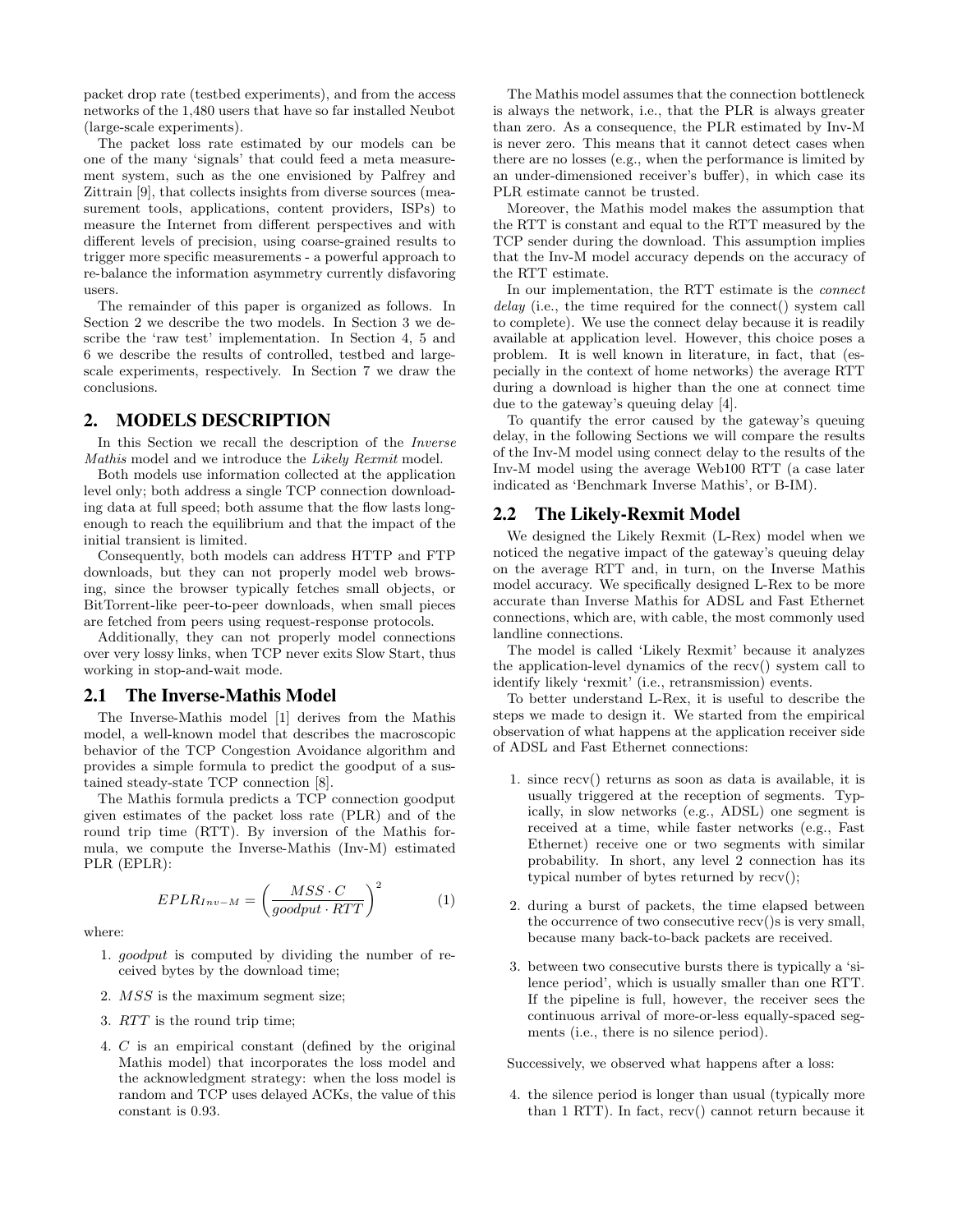packet drop rate (testbed experiments), and from the access networks of the 1,480 users that have so far installed Neubot (large-scale experiments).

The packet loss rate estimated by our models can be one of the many 'signals' that could feed a meta measurement system, such as the one envisioned by Palfrey and Zittrain [9], that collects insights from diverse sources (measurement tools, applications, content providers, ISPs) to measure the Internet from different perspectives and with different levels of precision, using coarse-grained results to trigger more specific measurements - a powerful approach to re-balance the information asymmetry currently disfavoring users.

The remainder of this paper is organized as follows. In Section 2 we describe the two models. In Section 3 we describe the 'raw test' implementation. In Section 4, 5 and 6 we describe the results of controlled, testbed and large-scale experiments, respectively. In Section 7 we draw the conclusions.

## 2. MODELS DESCRIPTION

In this Section we recall the description of the *Inverse Mathis* model and we introduce the *Likely Rexmit* model.

Both models use information collected at the application level only; both address a single TCP connection downloading data at full speed; both assume that the flow lasts long-enough to reach the equilibrium and that the impact of the initial transient is limited.

Consequently, both models can address HTTP and FTP downloads, but they can not properly model web browsing, since the browser typically fetches small objects, or BitTorrent-like peer-to-peer downloads, when small pieces are fetched from peers using request-response protocols.

Additionally, they can not properly model connections over very lossy links, when TCP never exits Slow Start, thus working in stop-and-wait mode.

### 2.1 The Inverse-Mathis Model

The Inverse-Mathis model [1] derives from the Mathis model, a well-known model that describes the macroscopic behavior of the TCP Congestion Avoidance algorithm and provides a simple formula to predict the goodput of a sustained steady-state TCP connection [8].

The Mathis formula predicts a TCP connection goodput given estimates of the packet loss rate (PLR) and of the round trip time (RTT). By inversion of the Mathis formula, we compute the Inverse-Mathis (Inv-M) estimated PLR (EPLR):

$$EPLR_{Inv-M} = \left(\frac{MSS \cdot C}{goodput \cdot RTT}\right)^2 \qquad (1)$$

where:

1. *goodput* is computed by dividing the number of received bytes by the download time;
2. $MSS$ is the maximum segment size;
3. $RTT$ is the round trip time;
4. $C$ is an empirical constant (defined by the original Mathis model) that incorporates the loss model and the acknowledgment strategy: when the loss model is random and TCP uses delayed ACKs, the value of this constant is 0.93.

The Mathis model assumes that the connection bottleneck is always the network, i.e., that the PLR is always greater than zero. As a consequence, the PLR estimated by Inv-M is never zero. This means that it cannot detect cases when there are no losses (e.g., when the performance is limited by an under-dimensioned receiver's buffer), in which case its PLR estimate cannot be trusted.

Moreover, the Mathis model makes the assumption that the RTT is constant and equal to the RTT measured by the TCP sender during the download. This assumption implies that the Inv-M model accuracy depends on the accuracy of the RTT estimate.

In our implementation, the RTT estimate is the *connect delay* (i.e., the time required for the connect() system call to complete). We use the connect delay because it is readily available at application level. However, this choice poses a problem. It is well known in literature, in fact, that (especially in the context of home networks) the average RTT during a download is higher than the one at connect time due to the gateway's queuing delay [4].

To quantify the error caused by the gateway's queuing delay, in the following Sections we will compare the results of the Inv-M model using connect delay to the results of the Inv-M model using the average Web100 RTT (a case later indicated as 'Benchmark Inverse Mathis', or B-IM).

### 2.2 The Likely-Rexmit Model

We designed the Likely Rexmit (L-Rex) model when we noticed the negative impact of the gateway's queuing delay on the average RTT and, in turn, on the Inverse Mathis model accuracy. We specifically designed L-Rex to be more accurate than Inverse Mathis for ADSL and Fast Ethernet connections, which are, with cable, the most commonly used landline connections.

The model is called 'Likely Rexmit' because it analyzes the application-level dynamics of the recv() system call to identify likely 'rexmit' (i.e., retransmission) events.

To better understand L-Rex, it is useful to describe the steps we made to design it. We started from the empirical observation of what happens at the application receiver side of ADSL and Fast Ethernet connections:

1. since recv() returns as soon as data is available, it is usually triggered at the reception of segments. Typically, in slow networks (e.g., ADSL) one segment is received at a time, while faster networks (e.g., Fast Ethernet) receive one or two segments with similar probability. In short, any level 2 connection has its typical number of bytes returned by recv();
2. during a burst of packets, the time elapsed between the occurrence of two consecutive recv()s is very small, because many back-to-back packets are received.
3. between two consecutive bursts there is typically a 'silence period', which is usually smaller than one RTT. If the pipeline is full, however, the receiver sees the continuous arrival of more-or-less equally-spaced segments (i.e., there is no silence period).

Successively, we observed what happens after a loss:

4. the silence period is longer than usual (typically more than 1 RTT). In fact, recv() cannot return because it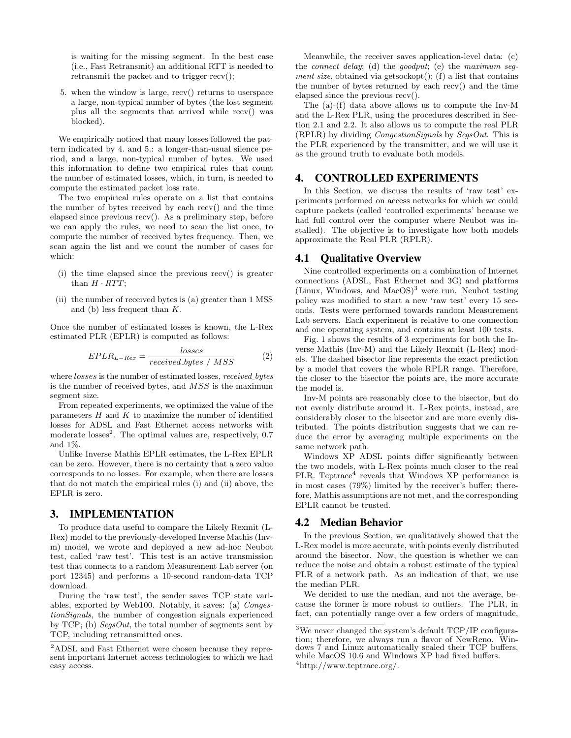is waiting for the missing segment. In the best case (i.e., Fast Retransmit) an additional RTT is needed to retransmit the packet and to trigger recv();

5. when the window is large, recv() returns to userspace a large, non-typical number of bytes (the lost segment plus all the segments that arrived while recv() was blocked).

We empirically noticed that many losses followed the pattern indicated by 4. and 5.: a longer-than-usual silence period, and a large, non-typical number of bytes. We used this information to define two empirical rules that count the number of estimated losses, which, in turn, is needed to compute the estimated packet loss rate.

The two empirical rules operate on a list that contains the number of bytes received by each recv() and the time elapsed since previous recv(). As a preliminary step, before we can apply the rules, we need to scan the list once, to compute the number of received bytes frequency. Then, we scan again the list and we count the number of cases for which:

(i) the time elapsed since the previous recv() is greater than $H \cdot RTT$;

(ii) the number of received bytes is (a) greater than 1 MSS and (b) less frequent than $K$.

Once the number of estimated losses is known, the L-Rex estimated PLR (EPLR) is computed as follows:

$$EPLR_{L-Rex} = \frac{losses}{received\_bytes \;/\; MSS} \tag{2}$$

where *losses* is the number of estimated losses, *received_bytes* is the number of received bytes, and *MSS* is the maximum segment size.

From repeated experiments, we optimized the value of the parameters $H$ and $K$ to maximize the number of identified losses for ADSL and Fast Ethernet access networks with moderate losses[2]. The optimal values are, respectively, 0.7 and 1%.

Unlike Inverse Mathis EPLR estimates, the L-Rex EPLR can be zero. However, there is no certainty that a zero value corresponds to no losses. For example, when there are losses that do not match the empirical rules (i) and (ii) above, the EPLR is zero.

## 3. IMPLEMENTATION

To produce data useful to compare the Likely Rexmit (L-Rex) model to the previously-developed Inverse Mathis (Inv-m) model, we wrote and deployed a new ad-hoc Neubot test, called 'raw test'. This test is an active transmission test that connects to a random Measurement Lab server (on port 12345) and performs a 10-second random-data TCP download.

During the 'raw test', the sender saves TCP state variables, exported by Web100. Notably, it saves: (a) *CongestionSignals*, the number of congestion signals experienced by TCP; (b) *SegsOut*, the total number of segments sent by TCP, including retransmitted ones.

Meanwhile, the receiver saves application-level data: (c) the *connect delay*; (d) the *goodput*; (e) the *maximum segment size*, obtained via getsockopt(); (f) a list that contains the number of bytes returned by each recv() and the time elapsed since the previous recv().

The (a)-(f) data above allows us to compute the Inv-M and the L-Rex PLR, using the procedures described in Section 2.1 and 2.2. It also allows us to compute the real PLR (RPLR) by dividing *CongestionSignals* by *SegsOut*. This is the PLR experienced by the transmitter, and we will use it as the ground truth to evaluate both models.

## 4. CONTROLLED EXPERIMENTS

In this Section, we discuss the results of 'raw test' experiments performed on access networks for which we could capture packets (called 'controlled experiments' because we had full control over the computer where Neubot was installed). The objective is to investigate how both models approximate the Real PLR (RPLR).

### 4.1 Qualitative Overview

Nine controlled experiments on a combination of Internet connections (ADSL, Fast Ethernet and 3G) and platforms (Linux, Windows, and MacOS)[3] were run. Neubot testing policy was modified to start a new 'raw test' every 15 seconds. Tests were performed towards random Measurement Lab servers. Each experiment is relative to one connection and one operating system, and contains at least 100 tests.

Fig. 1 shows the results of 3 experiments for both the Inverse Mathis (Inv-M) and the Likely Rexmit (L-Rex) models. The dashed bisector line represents the exact prediction by a model that covers the whole RPLR range. Therefore, the closer to the bisector the points are, the more accurate the model is.

Inv-M points are reasonably close to the bisector, but do not evenly distribute around it. L-Rex points, instead, are considerably closer to the bisector and are more evenly distributed. The points distribution suggests that we can reduce the error by averaging multiple experiments on the same network path.

Windows XP ADSL points differ significantly between the two models, with L-Rex points much closer to the real PLR. Tcptrace[4] reveals that Windows XP performance is in most cases (79%) limited by the receiver's buffer; therefore, Mathis assumptions are not met, and the corresponding EPLR cannot be trusted.

### 4.2 Median Behavior

In the previous Section, we qualitatively showed that the L-Rex model is more accurate, with points evenly distributed around the bisector. Now, the question is whether we can reduce the noise and obtain a robust estimate of the typical PLR of a network path. As an indication of that, we use the median PLR.

We decided to use the median, and not the average, because the former is more robust to outliers. The PLR, in fact, can potentially range over a few orders of magnitude,

---

[2] ADSL and Fast Ethernet were chosen because they represent important Internet access technologies to which we had easy access.

[3] We never changed the system's default TCP/IP configuration; therefore, we always run a flavor of NewReno. Windows 7 and Linux automatically scaled their TCP buffers, while MacOS 10.6 and Windows XP had fixed buffers.

[4] http://www.tcptrace.org/.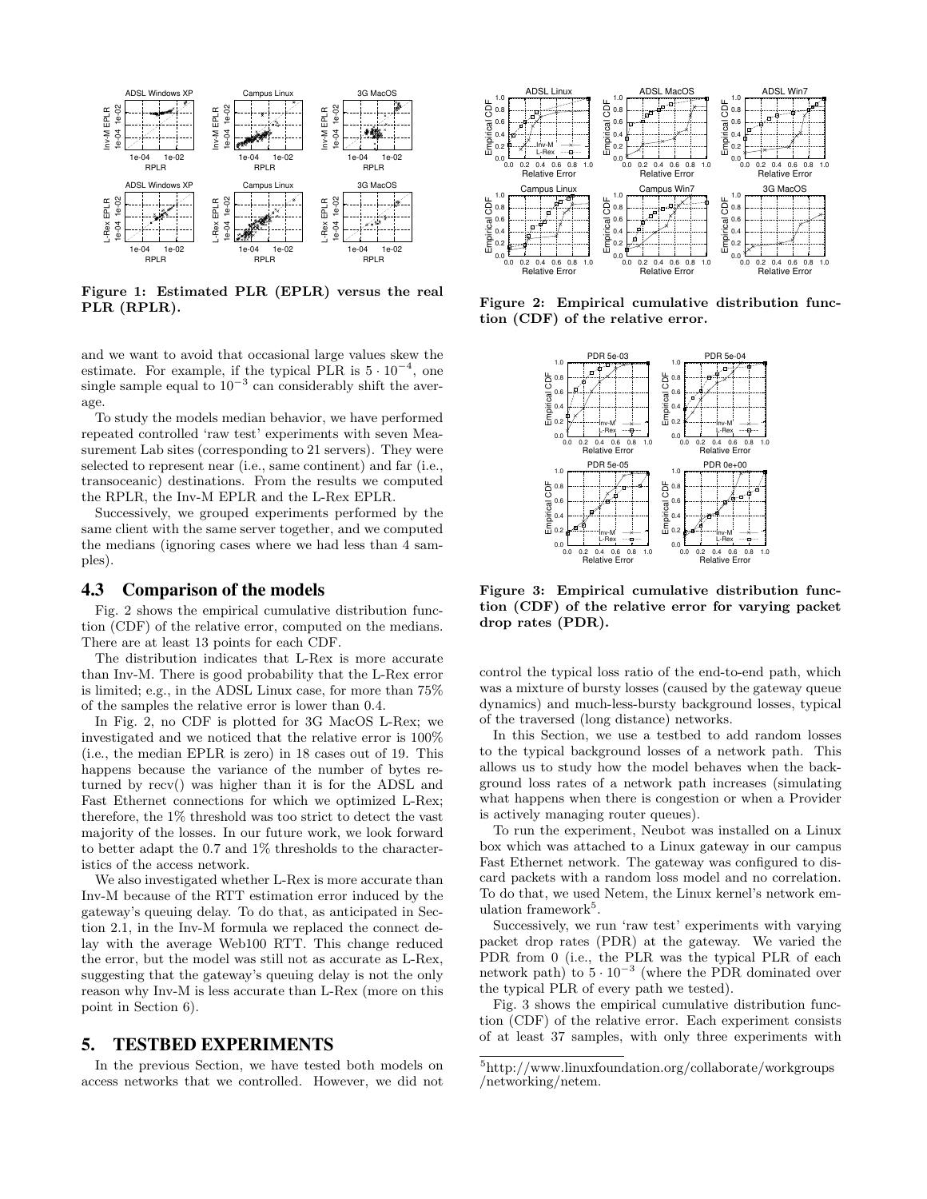Figure 1: Estimated PLR (EPLR) versus the real PLR (RPLR).

Figure 2: Empirical cumulative distribution function (CDF) of the relative error.

and we want to avoid that occasional large values skew the estimate. For example, if the typical PLR is $5 \cdot 10^{-4}$, one single sample equal to $10^{-3}$ can considerably shift the average.

To study the models median behavior, we have performed repeated controlled 'raw test' experiments with seven Measurement Lab sites (corresponding to 21 servers). They were selected to represent near (i.e., same continent) and far (i.e., transoceanic) destinations. From the results we computed the RPLR, the Inv-M EPLR and the L-Rex EPLR.

Successively, we grouped experiments performed by the same client with the same server together, and we computed the medians (ignoring cases where we had less than 4 samples).

### 4.3 Comparison of the models

Fig. 2 shows the empirical cumulative distribution function (CDF) of the relative error, computed on the medians. There are at least 13 points for each CDF.

The distribution indicates that L-Rex is more accurate than Inv-M. There is good probability that the L-Rex error is limited; e.g., in the ADSL Linux case, for more than 75% of the samples the relative error is lower than 0.4.

In Fig. 2, no CDF is plotted for 3G MacOS L-Rex; we investigated and we noticed that the relative error is 100% (i.e., the median EPLR is zero) in 18 cases out of 19. This happens because the variance of the number of bytes returned by recv() was higher than it is for the ADSL and Fast Ethernet connections for which we optimized L-Rex; therefore, the 1% threshold was too strict to detect the vast majority of the losses. In our future work, we look forward to better adapt the 0.7 and 1% thresholds to the characteristics of the access network.

We also investigated whether L-Rex is more accurate than Inv-M because of the RTT estimation error induced by the gateway's queuing delay. To do that, as anticipated in Section 2.1, in the Inv-M formula we replaced the connect delay with the average Web100 RTT. This change reduced the error, but the model was still not as accurate as L-Rex, suggesting that the gateway's queuing delay is not the only reason why Inv-M is less accurate than L-Rex (more on this point in Section 6).

## 5. TESTBED EXPERIMENTS

In the previous Section, we have tested both models on access networks that we controlled. However, we did not control the typical loss ratio of the end-to-end path, which was a mixture of bursty losses (caused by the gateway queue dynamics) and much-less-bursty background losses, typical of the traversed (long distance) networks.

Figure 3: Empirical cumulative distribution function (CDF) of the relative error for varying packet drop rates (PDR).

In this Section, we use a testbed to add random losses to the typical background losses of a network path. This allows us to study how the model behaves when the background loss rates of a network path increases (simulating what happens when there is congestion or when a Provider is actively managing router queues).

To run the experiment, Neubot was installed on a Linux box which was attached to a Linux gateway in our campus Fast Ethernet network. The gateway was configured to discard packets with a random loss model and no correlation. To do that, we used Netem, the Linux kernel's network emulation framework[5].

Successively, we run 'raw test' experiments with varying packet drop rates (PDR) at the gateway. We varied the PDR from 0 (i.e., the PLR was the typical PLR of each network path) to $5 \cdot 10^{-3}$ (where the PDR dominated over the typical PLR of every path we tested).

Fig. 3 shows the empirical cumulative distribution function (CDF) of the relative error. Each experiment consists of at least 37 samples, with only three experiments with

[5] http://www.linuxfoundation.org/collaborate/workgroups/networking/netem.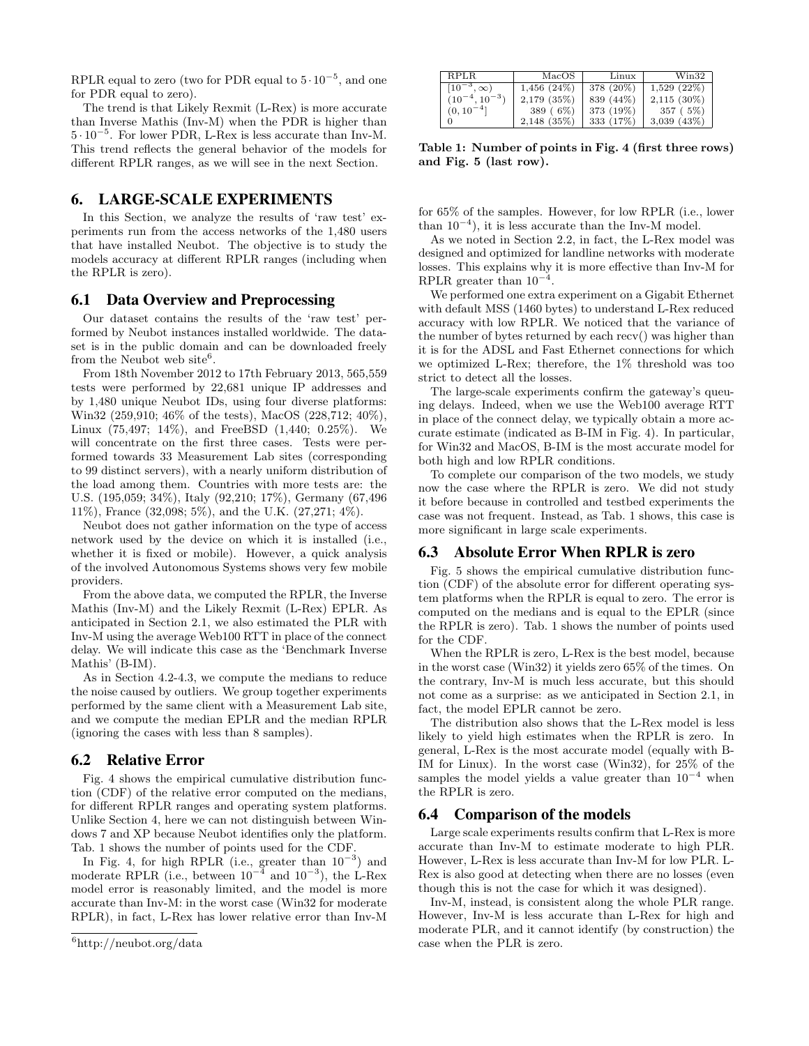RPLR equal to zero (two for PDR equal to $5 \cdot 10^{-5}$, and one for PDR equal to zero).

The trend is that Likely Rexmit (L-Rex) is more accurate than Inverse Mathis (Inv-M) when the PDR is higher than $5 \cdot 10^{-5}$. For lower PDR, L-Rex is less accurate than Inv-M. This trend reflects the general behavior of the models for different RPLR ranges, as we will see in the next Section.

# 6. LARGE-SCALE EXPERIMENTS

In this Section, we analyze the results of 'raw test' experiments run from the access networks of the 1,480 users that have installed Neubot. The objective is to study the models accuracy at different RPLR ranges (including when the RPLR is zero).

## 6.1 Data Overview and Preprocessing

Our dataset contains the results of the 'raw test' performed by Neubot instances installed worldwide. The dataset is in the public domain and can be downloaded freely from the Neubot web site[6].

From 18th November 2012 to 17th February 2013, 565,559 tests were performed by 22,681 unique IP addresses and by 1,480 unique Neubot IDs, using four diverse platforms: Win32 (259,910; 46% of the tests), MacOS (228,712; 40%), Linux (75,497; 14%), and FreeBSD (1,440; 0.25%). We will concentrate on the first three cases. Tests were performed towards 33 Measurement Lab sites (corresponding to 99 distinct servers), with a nearly uniform distribution of the load among them. Countries with more tests are: the U.S. (195,059; 34%), Italy (92,210; 17%), Germany (67,496 11%), France (32,098; 5%), and the U.K. (27,271; 4%).

Neubot does not gather information on the type of access network used by the device on which it is installed (i.e., whether it is fixed or mobile). However, a quick analysis of the involved Autonomous Systems shows very few mobile providers.

From the above data, we computed the RPLR, the Inverse Mathis (Inv-M) and the Likely Rexmit (L-Rex) EPLR. As anticipated in Section 2.1, we also estimated the PLR with Inv-M using the average Web100 RTT in place of the connect delay. We will indicate this case as the 'Benchmark Inverse Mathis' (B-IM).

As in Section 4.2-4.3, we compute the medians to reduce the noise caused by outliers. We group together experiments performed by the same client with a Measurement Lab site, and we compute the median EPLR and the median RPLR (ignoring the cases with less than 8 samples).

## 6.2 Relative Error

Fig. 4 shows the empirical cumulative distribution function (CDF) of the relative error computed on the medians, for different RPLR ranges and operating system platforms. Unlike Section 4, here we can not distinguish between Windows 7 and XP because Neubot identifies only the platform. Tab. 1 shows the number of points used for the CDF.

In Fig. 4, for high RPLR (i.e., greater than $10^{-3}$) and moderate RPLR (i.e., between $10^{-4}$ and $10^{-3}$), the L-Rex model error is reasonably limited, and the model is more accurate than Inv-M: in the worst case (Win32 for moderate RPLR), in fact, L-Rex has lower relative error than Inv-M

[6] http://neubot.org/data

| RPLR | MacOS | Linux | Win32 |
|---|---|---|---|
| $[10^{-3}, \infty)$ | 1,456 (24%) | 378 (20%) | 1,529 (22%) |
| $(10^{-4}, 10^{-3})$ | 2,179 (35%) | 839 (44%) | 2,115 (30%) |
| $(0, 10^{-4}]$ | 389 ( 6%) | 373 (19%) | 357 ( 5%) |
| 0 | 2,148 (35%) | 333 (17%) | 3,039 (43%) |

**Table 1: Number of points in Fig. 4 (first three rows) and Fig. 5 (last row).**

for 65% of the samples. However, for low RPLR (i.e., lower than $10^{-4}$), it is less accurate than the Inv-M model.

As we noted in Section 2.2, in fact, the L-Rex model was designed and optimized for landline networks with moderate losses. This explains why it is more effective than Inv-M for RPLR greater than $10^{-4}$.

We performed one extra experiment on a Gigabit Ethernet with default MSS (1460 bytes) to understand L-Rex reduced accuracy with low RPLR. We noticed that the variance of the number of bytes returned by each recv() was higher than it is for the ADSL and Fast Ethernet connections for which we optimized L-Rex; therefore, the 1% threshold was too strict to detect all the losses.

The large-scale experiments confirm the gateway's queuing delays. Indeed, when we use the Web100 average RTT in place of the connect delay, we typically obtain a more accurate estimate (indicated as B-IM in Fig. 4). In particular, for Win32 and MacOS, B-IM is the most accurate model for both high and low RPLR conditions.

To complete our comparison of the two models, we study now the case where the RPLR is zero. We did not study it before because in controlled and testbed experiments the case was not frequent. Instead, as Tab. 1 shows, this case is more significant in large scale experiments.

## 6.3 Absolute Error When RPLR is zero

Fig. 5 shows the empirical cumulative distribution function (CDF) of the absolute error for different operating system platforms when the RPLR is equal to zero. The error is computed on the medians and is equal to the EPLR (since the RPLR is zero). Tab. 1 shows the number of points used for the CDF.

When the RPLR is zero, L-Rex is the best model, because in the worst case (Win32) it yields zero 65% of the times. On the contrary, Inv-M is much less accurate, but this should not come as a surprise: as we anticipated in Section 2.1, in fact, the model EPLR cannot be zero.

The distribution also shows that the L-Rex model is less likely to yield high estimates when the RPLR is zero. In general, L-Rex is the most accurate model (equally with B-IM for Linux). In the worst case (Win32), for 25% of the samples the model yields a value greater than $10^{-4}$ when the RPLR is zero.

## 6.4 Comparison of the models

Large scale experiments results confirm that L-Rex is more accurate than Inv-M to estimate moderate to high PLR. However, L-Rex is less accurate than Inv-M for low PLR. L-Rex is also good at detecting when there are no losses (even though this is not the case for which it was designed).

Inv-M, instead, is consistent along the whole PLR range. However, Inv-M is less accurate than L-Rex for high and moderate PLR, and it cannot identify (by construction) the case when the PLR is zero.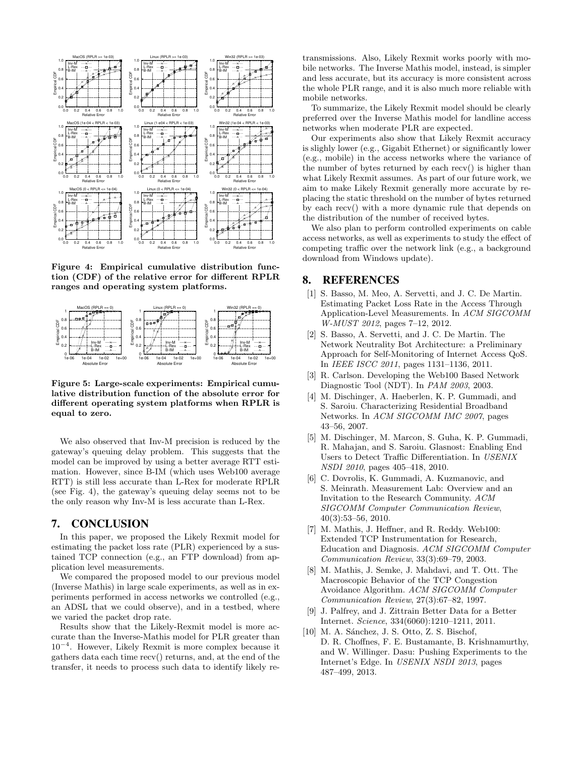MacOS (RPLR >= 1e-03)
Linux (RPLR >= 1e-03)
Win32 (RPLR >= 1e-03)
MacOS (1e-04 < RPLR < 1e-03)
Linux (1e-04 < RPLR < 1e-03)
Win32 (1e-04 < RPLR < 1e-03)
MacOS (0 < RPLR <= 1e-04)
Linux (0 < RPLR <= 1e-04)
Win32 (0 < RPLR <= 1e-04)
Inv-M
L-Rex
B-IM
Empirical CDF
Relative Error

**Figure 4: Empirical cumulative distribution function (CDF) of the relative error for different RPLR ranges and operating system platforms.**

MacOS (RPLR == 0)
Linux (RPLR == 0)
Win32 (RPLR == 0)
Inv-M
L-Rex
B-IM
Empirical CDF
Absolute Error

**Figure 5: Large-scale experiments: Empirical cumulative distribution function of the absolute error for different operating system platforms when RPLR is equal to zero.**

We also observed that Inv-M precision is reduced by the gateway's queuing delay problem. This suggests that the model can be improved by using a better average RTT estimation. However, since B-IM (which uses Web100 average RTT) is still less accurate than L-Rex for moderate RPLR (see Fig. 4), the gateway's queuing delay seems not to be the only reason why Inv-M is less accurate than L-Rex.

## 7. CONCLUSION

In this paper, we proposed the Likely Rexmit model for estimating the packet loss rate (PLR) experienced by a sustained TCP connection (e.g., an FTP download) from application level measurements.

We compared the proposed model to our previous model (Inverse Mathis) in large scale experiments, as well as in experiments performed in access networks we controlled (e.g., an ADSL that we could observe), and in a testbed, where we varied the packet drop rate.

Results show that the Likely-Rexmit model is more accurate than the Inverse-Mathis model for PLR greater than $10^{-4}$. However, Likely Rexmit is more complex because it gathers data each time recv() returns, and, at the end of the transfer, it needs to process such data to identify likely retransmissions. Also, Likely Rexmit works poorly with mobile networks. The Inverse Mathis model, instead, is simpler and less accurate, but its accuracy is more consistent across the whole PLR range, and it is also much more reliable with mobile networks.

To summarize, the Likely Rexmit model should be clearly preferred over the Inverse Mathis model for landline access networks when moderate PLR are expected.

Our experiments also show that Likely Rexmit accuracy is slighly lower (e.g., Gigabit Ethernet) or significantly lower (e.g., mobile) in the access networks where the variance of the number of bytes returned by each recv() is higher than what Likely Rexmit assumes. As part of our future work, we aim to make Likely Rexmit generally more accurate by replacing the static threshold on the number of bytes returned by each recv() with a more dynamic rule that depends on the distribution of the number of received bytes.

We also plan to perform controlled experiments on cable access networks, as well as experiments to study the effect of competing traffic over the network link (e.g., a background download from Windows update).

## 8. REFERENCES

[1] S. Basso, M. Meo, A. Servetti, and J. C. De Martin. Estimating Packet Loss Rate in the Access Through Application-Level Measurements. In *ACM SIGCOMM W-MUST 2012*, pages 7–12, 2012.

[2] S. Basso, A. Servetti, and J. C. De Martin. The Network Neutrality Bot Architecture: a Preliminary Approach for Self-Monitoring of Internet Access QoS. In *IEEE ISCC 2011*, pages 1131–1136, 2011.

[3] R. Carlson. Developing the Web100 Based Network Diagnostic Tool (NDT). In *PAM 2003*, 2003.

[4] M. Dischinger, A. Haeberlen, K. P. Gummadi, and S. Saroiu. Characterizing Residential Broadband Networks. In *ACM SIGCOMM IMC 2007*, pages 43–56, 2007.

[5] M. Dischinger, M. Marcon, S. Guha, K. P. Gummadi, R. Mahajan, and S. Saroiu. Glasnost: Enabling End Users to Detect Traffic Differentiation. In *USENIX NSDI 2010*, pages 405–418, 2010.

[6] C. Dovrolis, K. Gummadi, A. Kuzmanovic, and S. Meinrath. Measurement Lab: Overview and an Invitation to the Research Community. *ACM SIGCOMM Computer Communication Review*, 40(3):53–56, 2010.

[7] M. Mathis, J. Heffner, and R. Reddy. Web100: Extended TCP Instrumentation for Research, Education and Diagnosis. *ACM SIGCOMM Computer Communication Review*, 33(3):69–79, 2003.

[8] M. Mathis, J. Semke, J. Mahdavi, and T. Ott. The Macroscopic Behavior of the TCP Congestion Avoidance Algorithm. *ACM SIGCOMM Computer Communication Review*, 27(3):67–82, 1997.

[9] J. Palfrey, and J. Zittrain Better Data for a Better Internet. *Science*, 334(6060):1210–1211, 2011.

[10] M. A. Sánchez, J. S. Otto, Z. S. Bischof, D. R. Choffnes, F. E. Bustamante, B. Krishnamurthy, and W. Willinger. Dasu: Pushing Experiments to the Internet's Edge. In *USENIX NSDI 2013*, pages 487–499, 2013.